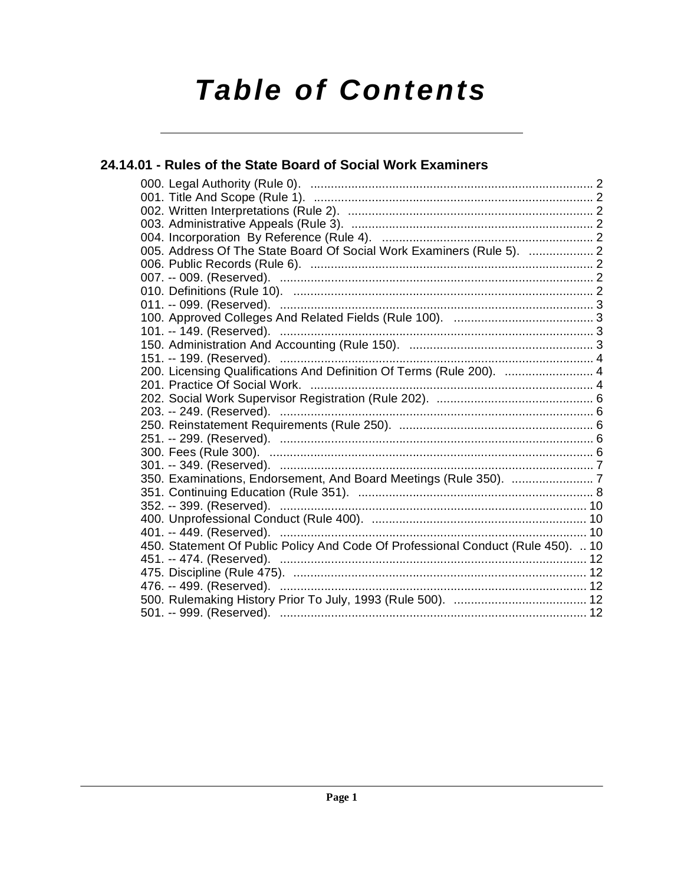# Table of Contents

## 24.14.01 - Rules of the State Board of Social Work Examiners

000. Legal Authority (Rule 0). .... 2
001. Title And Scope (Rule 1). .... 2
002. Written Interpretations (Rule 2). .... 2
003. Administrative Appeals (Rule 3). .... 2
004. Incorporation By Reference (Rule 4). .... 2
005. Address Of The State Board Of Social Work Examiners (Rule 5). .... 2
006. Public Records (Rule 6). .... 2
007. -- 009. (Reserved). .... 2
010. Definitions (Rule 10). .... 2
011. -- 099. (Reserved). .... 3
100. Approved Colleges And Related Fields (Rule 100). .... 3
101. -- 149. (Reserved). .... 3
150. Administration And Accounting (Rule 150). .... 3
151. -- 199. (Reserved). .... 4
200. Licensing Qualifications And Definition Of Terms (Rule 200). .... 4
201. Practice Of Social Work. .... 4
202. Social Work Supervisor Registration (Rule 202). .... 6
203. -- 249. (Reserved). .... 6
250. Reinstatement Requirements (Rule 250). .... 6
251. -- 299. (Reserved). .... 6
300. Fees (Rule 300). .... 6
301. -- 349. (Reserved). .... 7
350. Examinations, Endorsement, And Board Meetings (Rule 350). .... 7
351. Continuing Education (Rule 351). .... 8
352. -- 399. (Reserved). .... 10
400. Unprofessional Conduct (Rule 400). .... 10
401. -- 449. (Reserved). .... 10
450. Statement Of Public Policy And Code Of Professional Conduct (Rule 450). .... 10
451. -- 474. (Reserved). .... 12
475. Discipline (Rule 475). .... 12
476. -- 499. (Reserved). .... 12
500. Rulemaking History Prior To July, 1993 (Rule 500). .... 12
501. -- 999. (Reserved). .... 12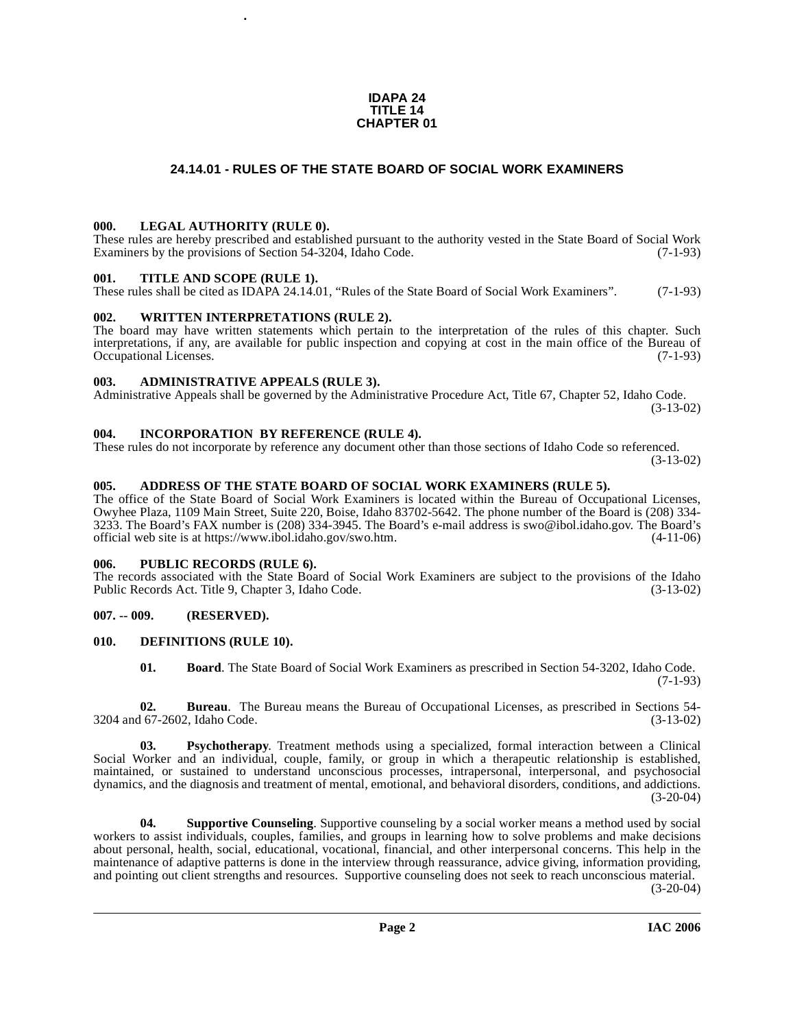**IDAPA 24**
**TITLE 14**
**CHAPTER 01**

# 24.14.01 - RULES OF THE STATE BOARD OF SOCIAL WORK EXAMINERS

### 000. LEGAL AUTHORITY (RULE 0).

These rules are hereby prescribed and established pursuant to the authority vested in the State Board of Social Work Examiners by the provisions of Section 54-3204, Idaho Code. (7-1-93)

### 001. TITLE AND SCOPE (RULE 1).

These rules shall be cited as IDAPA 24.14.01, "Rules of the State Board of Social Work Examiners". (7-1-93)

### 002. WRITTEN INTERPRETATIONS (RULE 2).

The board may have written statements which pertain to the interpretation of the rules of this chapter. Such interpretations, if any, are available for public inspection and copying at cost in the main office of the Bureau of Occupational Licenses. (7-1-93)

### 003. ADMINISTRATIVE APPEALS (RULE 3).

Administrative Appeals shall be governed by the Administrative Procedure Act, Title 67, Chapter 52, Idaho Code. (3-13-02)

### 004. INCORPORATION BY REFERENCE (RULE 4).

These rules do not incorporate by reference any document other than those sections of Idaho Code so referenced. (3-13-02)

### 005. ADDRESS OF THE STATE BOARD OF SOCIAL WORK EXAMINERS (RULE 5).

The office of the State Board of Social Work Examiners is located within the Bureau of Occupational Licenses, Owyhee Plaza, 1109 Main Street, Suite 220, Boise, Idaho 83702-5642. The phone number of the Board is (208) 334-3233. The Board's FAX number is (208) 334-3945. The Board's e-mail address is swo@ibol.idaho.gov. The Board's official web site is at https://www.ibol.idaho.gov/swo.htm. (4-11-06)

### 006. PUBLIC RECORDS (RULE 6).

The records associated with the State Board of Social Work Examiners are subject to the provisions of the Idaho Public Records Act. Title 9, Chapter 3, Idaho Code. (3-13-02)

### 007. -- 009. (RESERVED).

### 010. DEFINITIONS (RULE 10).

**01. Board**. The State Board of Social Work Examiners as prescribed in Section 54-3202, Idaho Code. (7-1-93)

**02. Bureau**. The Bureau means the Bureau of Occupational Licenses, as prescribed in Sections 54-3204 and 67-2602, Idaho Code. (3-13-02)

**03. Psychotherapy**. Treatment methods using a specialized, formal interaction between a Clinical Social Worker and an individual, couple, family, or group in which a therapeutic relationship is established, maintained, or sustained to understand unconscious processes, intrapersonal, interpersonal, and psychosocial dynamics, and the diagnosis and treatment of mental, emotional, and behavioral disorders, conditions, and addictions. (3-20-04)

**04. Supportive Counseling**. Supportive counseling by a social worker means a method used by social workers to assist individuals, couples, families, and groups in learning how to solve problems and make decisions about personal, health, social, educational, vocational, financial, and other interpersonal concerns. This help in the maintenance of adaptive patterns is done in the interview through reassurance, advice giving, information providing, and pointing out client strengths and resources. Supportive counseling does not seek to reach unconscious material. (3-20-04)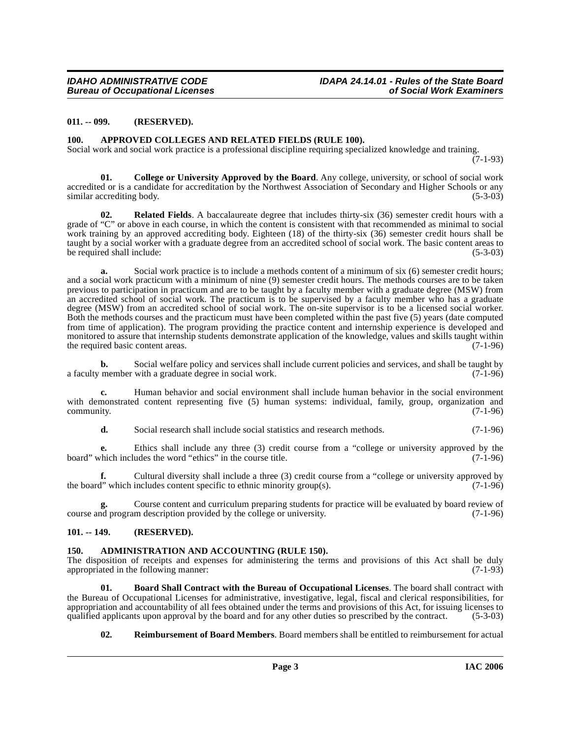**011. -- 099. (RESERVED).**

**100. APPROVED COLLEGES AND RELATED FIELDS (RULE 100).**

Social work and social work practice is a professional discipline requiring specialized knowledge and training. (7-1-93)

**01. College or University Approved by the Board**. Any college, university, or school of social work accredited or is a candidate for accreditation by the Northwest Association of Secondary and Higher Schools or any similar accrediting body. (5-3-03)

**02. Related Fields**. A baccalaureate degree that includes thirty-six (36) semester credit hours with a grade of "C" or above in each course, in which the content is consistent with that recommended as minimal to social work training by an approved accrediting body. Eighteen (18) of the thirty-six (36) semester credit hours shall be taught by a social worker with a graduate degree from an accredited school of social work. The basic content areas to be required shall include: (5-3-03)

**a.** Social work practice is to include a methods content of a minimum of six (6) semester credit hours; and a social work practicum with a minimum of nine (9) semester credit hours. The methods courses are to be taken previous to participation in practicum and are to be taught by a faculty member with a graduate degree (MSW) from an accredited school of social work. The practicum is to be supervised by a faculty member who has a graduate degree (MSW) from an accredited school of social work. The on-site supervisor is to be a licensed social worker. Both the methods courses and the practicum must have been completed within the past five (5) years (date computed from time of application). The program providing the practice content and internship experience is developed and monitored to assure that internship students demonstrate application of the knowledge, values and skills taught within the required basic content areas. (7-1-96)

**b.** Social welfare policy and services shall include current policies and services, and shall be taught by a faculty member with a graduate degree in social work. (7-1-96)

**c.** Human behavior and social environment shall include human behavior in the social environment with demonstrated content representing five (5) human systems: individual, family, group, organization and community. (7-1-96)

**d.** Social research shall include social statistics and research methods. (7-1-96)

**e.** Ethics shall include any three (3) credit course from a "college or university approved by the board" which includes the word "ethics" in the course title. (7-1-96)

**f.** Cultural diversity shall include a three (3) credit course from a "college or university approved by the board" which includes content specific to ethnic minority group(s). (7-1-96)

**g.** Course content and curriculum preparing students for practice will be evaluated by board review of course and program description provided by the college or university. (7-1-96)

**101. -- 149. (RESERVED).**

**150. ADMINISTRATION AND ACCOUNTING (RULE 150).**

The disposition of receipts and expenses for administering the terms and provisions of this Act shall be duly appropriated in the following manner: (7-1-93)

**01. Board Shall Contract with the Bureau of Occupational Licenses**. The board shall contract with the Bureau of Occupational Licenses for administrative, investigative, legal, fiscal and clerical responsibilities, for appropriation and accountability of all fees obtained under the terms and provisions of this Act, for issuing licenses to qualified applicants upon approval by the board and for any other duties so prescribed by the contract. (5-3-03)

**02. Reimbursement of Board Members**. Board members shall be entitled to reimbursement for actual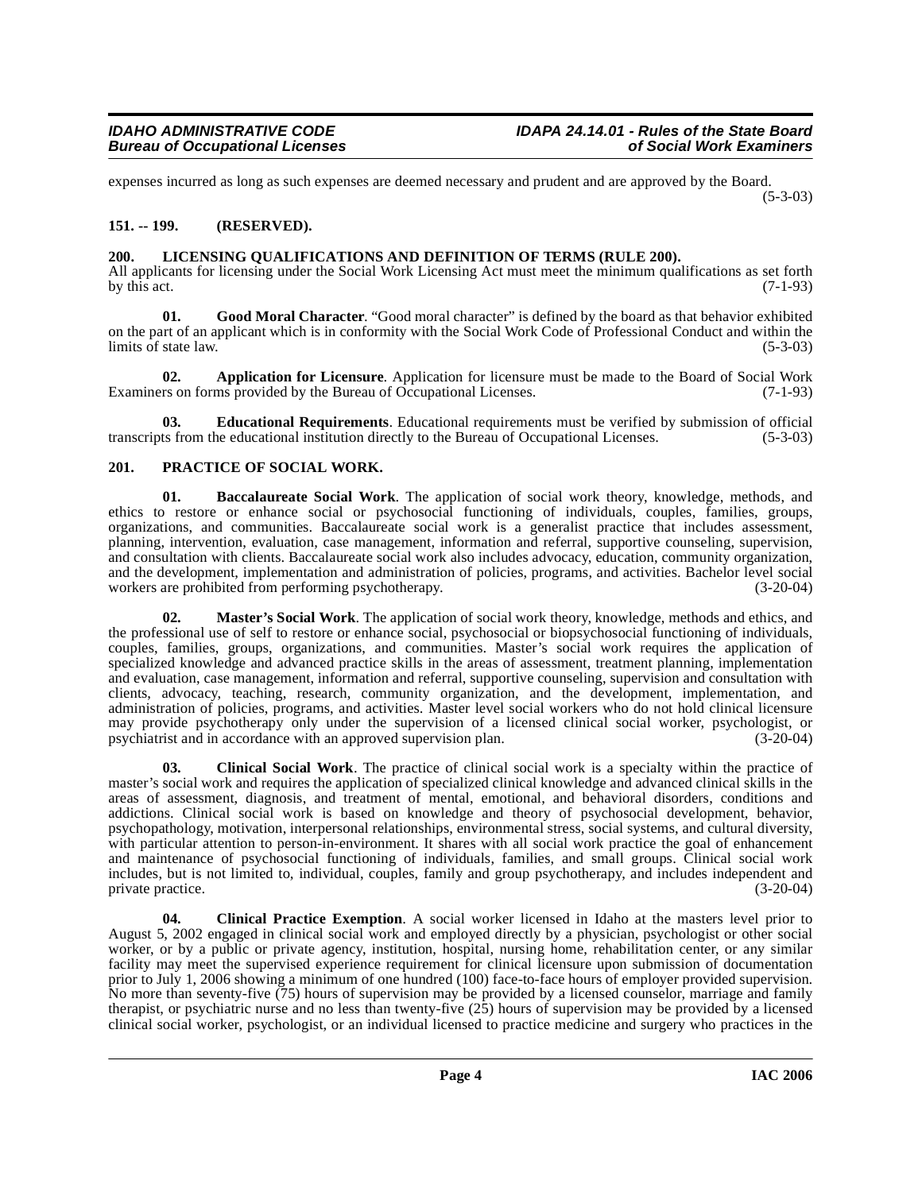expenses incurred as long as such expenses are deemed necessary and prudent and are approved by the Board. (5-3-03)

## 151. -- 199. (RESERVED).

## 200. LICENSING QUALIFICATIONS AND DEFINITION OF TERMS (RULE 200).

All applicants for licensing under the Social Work Licensing Act must meet the minimum qualifications as set forth by this act. (7-1-93)

**01. Good Moral Character**. "Good moral character" is defined by the board as that behavior exhibited on the part of an applicant which is in conformity with the Social Work Code of Professional Conduct and within the limits of state law. (5-3-03)

**02. Application for Licensure**. Application for licensure must be made to the Board of Social Work Examiners on forms provided by the Bureau of Occupational Licenses. (7-1-93)

**03. Educational Requirements**. Educational requirements must be verified by submission of official transcripts from the educational institution directly to the Bureau of Occupational Licenses. (5-3-03)

## 201. PRACTICE OF SOCIAL WORK.

**01. Baccalaureate Social Work**. The application of social work theory, knowledge, methods, and ethics to restore or enhance social or psychosocial functioning of individuals, couples, families, groups, organizations, and communities. Baccalaureate social work is a generalist practice that includes assessment, planning, intervention, evaluation, case management, information and referral, supportive counseling, supervision, and consultation with clients. Baccalaureate social work also includes advocacy, education, community organization, and the development, implementation and administration of policies, programs, and activities. Bachelor level social workers are prohibited from performing psychotherapy. (3-20-04)

**02. Master's Social Work**. The application of social work theory, knowledge, methods and ethics, and the professional use of self to restore or enhance social, psychosocial or biopsychosocial functioning of individuals, couples, families, groups, organizations, and communities. Master's social work requires the application of specialized knowledge and advanced practice skills in the areas of assessment, treatment planning, implementation and evaluation, case management, information and referral, supportive counseling, supervision and consultation with clients, advocacy, teaching, research, community organization, and the development, implementation, and administration of policies, programs, and activities. Master level social workers who do not hold clinical licensure may provide psychotherapy only under the supervision of a licensed clinical social worker, psychologist, or psychiatrist and in accordance with an approved supervision plan. (3-20-04)

**03. Clinical Social Work**. The practice of clinical social work is a specialty within the practice of master's social work and requires the application of specialized clinical knowledge and advanced clinical skills in the areas of assessment, diagnosis, and treatment of mental, emotional, and behavioral disorders, conditions and addictions. Clinical social work is based on knowledge and theory of psychosocial development, behavior, psychopathology, motivation, interpersonal relationships, environmental stress, social systems, and cultural diversity, with particular attention to person-in-environment. It shares with all social work practice the goal of enhancement and maintenance of psychosocial functioning of individuals, families, and small groups. Clinical social work includes, but is not limited to, individual, couples, family and group psychotherapy, and includes independent and private practice. (3-20-04)

**04. Clinical Practice Exemption**. A social worker licensed in Idaho at the masters level prior to August 5, 2002 engaged in clinical social work and employed directly by a physician, psychologist or other social worker, or by a public or private agency, institution, hospital, nursing home, rehabilitation center, or any similar facility may meet the supervised experience requirement for clinical licensure upon submission of documentation prior to July 1, 2006 showing a minimum of one hundred (100) face-to-face hours of employer provided supervision. No more than seventy-five (75) hours of supervision may be provided by a licensed counselor, marriage and family therapist, or psychiatric nurse and no less than twenty-five (25) hours of supervision may be provided by a licensed clinical social worker, psychologist, or an individual licensed to practice medicine and surgery who practices in the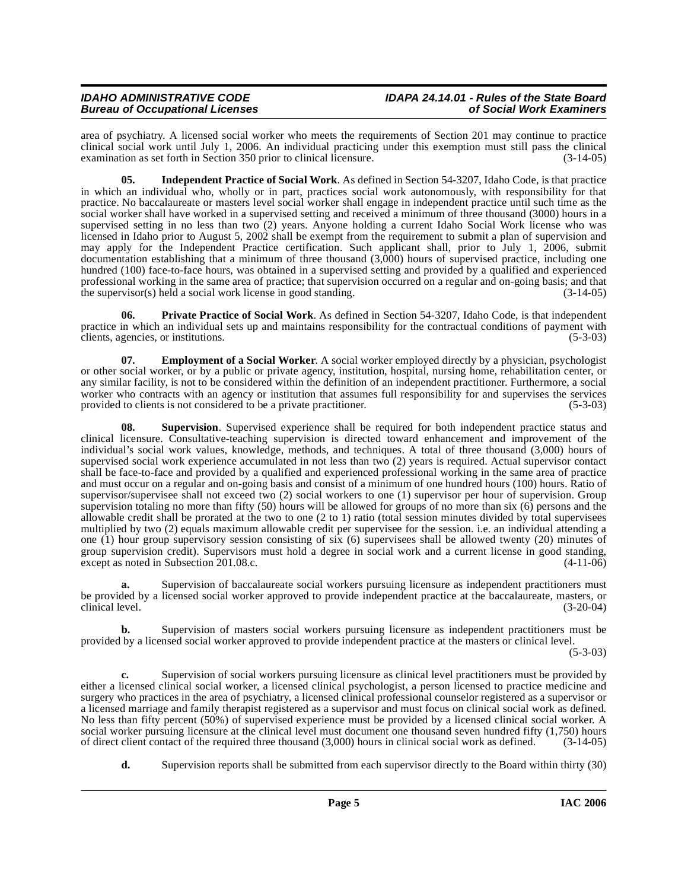area of psychiatry. A licensed social worker who meets the requirements of Section 201 may continue to practice clinical social work until July 1, 2006. An individual practicing under this exemption must still pass the clinical examination as set forth in Section 350 prior to clinical licensure. (3-14-05)

**05. Independent Practice of Social Work**. As defined in Section 54-3207, Idaho Code, is that practice in which an individual who, wholly or in part, practices social work autonomously, with responsibility for that practice. No baccalaureate or masters level social worker shall engage in independent practice until such time as the social worker shall have worked in a supervised setting and received a minimum of three thousand (3000) hours in a supervised setting in no less than two (2) years. Anyone holding a current Idaho Social Work license who was licensed in Idaho prior to August 5, 2002 shall be exempt from the requirement to submit a plan of supervision and may apply for the Independent Practice certification. Such applicant shall, prior to July 1, 2006, submit documentation establishing that a minimum of three thousand (3,000) hours of supervised practice, including one hundred (100) face-to-face hours, was obtained in a supervised setting and provided by a qualified and experienced professional working in the same area of practice; that supervision occurred on a regular and on-going basis; and that the supervisor(s) held a social work license in good standing. (3-14-05)

**06. Private Practice of Social Work**. As defined in Section 54-3207, Idaho Code, is that independent practice in which an individual sets up and maintains responsibility for the contractual conditions of payment with clients, agencies, or institutions. (5-3-03)

**07. Employment of a Social Worker**. A social worker employed directly by a physician, psychologist or other social worker, or by a public or private agency, institution, hospital, nursing home, rehabilitation center, or any similar facility, is not to be considered within the definition of an independent practitioner. Furthermore, a social worker who contracts with an agency or institution that assumes full responsibility for and supervises the services provided to clients is not considered to be a private practitioner. (5-3-03)

**08. Supervision**. Supervised experience shall be required for both independent practice status and clinical licensure. Consultative-teaching supervision is directed toward enhancement and improvement of the individual's social work values, knowledge, methods, and techniques. A total of three thousand (3,000) hours of supervised social work experience accumulated in not less than two (2) years is required. Actual supervisor contact shall be face-to-face and provided by a qualified and experienced professional working in the same area of practice and must occur on a regular and on-going basis and consist of a minimum of one hundred hours (100) hours. Ratio of supervisor/supervisee shall not exceed two (2) social workers to one (1) supervisor per hour of supervision. Group supervision totaling no more than fifty (50) hours will be allowed for groups of no more than six (6) persons and the allowable credit shall be prorated at the two to one (2 to 1) ratio (total session minutes divided by total supervisees multiplied by two (2) equals maximum allowable credit per supervisee for the session. i.e. an individual attending a one (1) hour group supervisory session consisting of six (6) supervisees shall be allowed twenty (20) minutes of group supervision credit). Supervisors must hold a degree in social work and a current license in good standing, except as noted in Subsection 201.08.c. (4-11-06)

**a.** Supervision of baccalaureate social workers pursuing licensure as independent practitioners must be provided by a licensed social worker approved to provide independent practice at the baccalaureate, masters, or clinical level. (3-20-04)

**b.** Supervision of masters social workers pursuing licensure as independent practitioners must be provided by a licensed social worker approved to provide independent practice at the masters or clinical level. (5-3-03)

**c.** Supervision of social workers pursuing licensure as clinical level practitioners must be provided by either a licensed clinical social worker, a licensed clinical psychologist, a person licensed to practice medicine and surgery who practices in the area of psychiatry, a licensed clinical professional counselor registered as a supervisor or a licensed marriage and family therapist registered as a supervisor and must focus on clinical social work as defined. No less than fifty percent (50%) of supervised experience must be provided by a licensed clinical social worker. A social worker pursuing licensure at the clinical level must document one thousand seven hundred fifty (1,750) hours of direct client contact of the required three thousand (3,000) hours in clinical social work as defined. (3-14-05)

**d.** Supervision reports shall be submitted from each supervisor directly to the Board within thirty (30)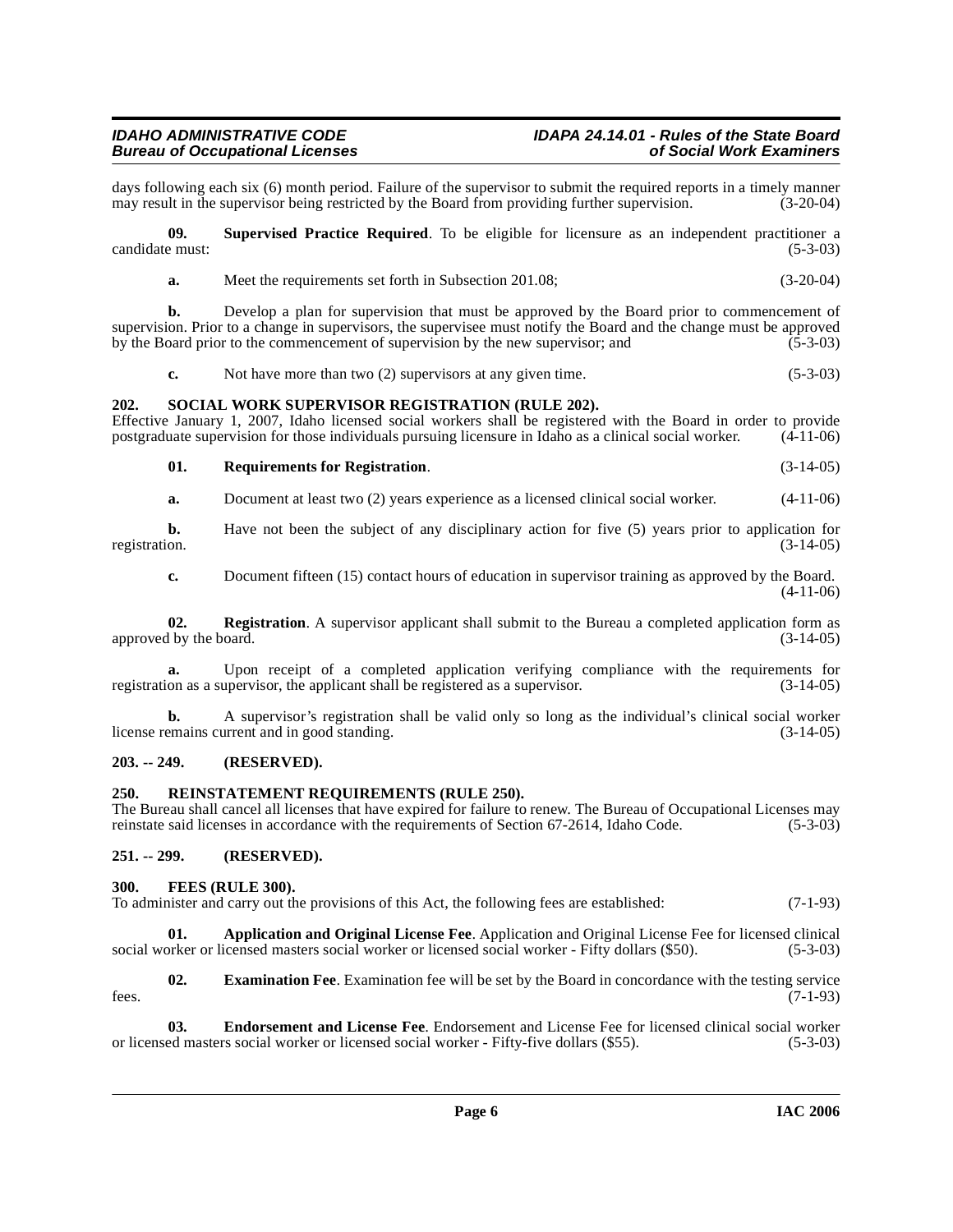days following each six (6) month period. Failure of the supervisor to submit the required reports in a timely manner may result in the supervisor being restricted by the Board from providing further supervision. (3-20-04)

**09. Supervised Practice Required**. To be eligible for licensure as an independent practitioner a candidate must: (5-3-03)

**a.** Meet the requirements set forth in Subsection 201.08; (3-20-04)

**b.** Develop a plan for supervision that must be approved by the Board prior to commencement of supervision. Prior to a change in supervisors, the supervisee must notify the Board and the change must be approved by the Board prior to the commencement of supervision by the new supervisor; and (5-3-03)

**c.** Not have more than two (2) supervisors at any given time. (5-3-03)

**202. SOCIAL WORK SUPERVISOR REGISTRATION (RULE 202).**

Effective January 1, 2007, Idaho licensed social workers shall be registered with the Board in order to provide postgraduate supervision for those individuals pursuing licensure in Idaho as a clinical social worker. (4-11-06)

**01. Requirements for Registration**. (3-14-05)

**a.** Document at least two (2) years experience as a licensed clinical social worker. (4-11-06)

**b.** Have not been the subject of any disciplinary action for five (5) years prior to application for registration. (3-14-05)

**c.** Document fifteen (15) contact hours of education in supervisor training as approved by the Board. (4-11-06)

**02. Registration**. A supervisor applicant shall submit to the Bureau a completed application form as approved by the board. (3-14-05)

**a.** Upon receipt of a completed application verifying compliance with the requirements for registration as a supervisor, the applicant shall be registered as a supervisor. (3-14-05)

**b.** A supervisor's registration shall be valid only so long as the individual's clinical social worker license remains current and in good standing. (3-14-05)

**203. -- 249. (RESERVED).**

**250. REINSTATEMENT REQUIREMENTS (RULE 250).**

The Bureau shall cancel all licenses that have expired for failure to renew. The Bureau of Occupational Licenses may reinstate said licenses in accordance with the requirements of Section 67-2614, Idaho Code. (5-3-03)

**251. -- 299. (RESERVED).**

**300. FEES (RULE 300).**

To administer and carry out the provisions of this Act, the following fees are established: (7-1-93)

**01. Application and Original License Fee**. Application and Original License Fee for licensed clinical social worker or licensed masters social worker or licensed social worker - Fifty dollars ($50). (5-3-03)

**02. Examination Fee**. Examination fee will be set by the Board in concordance with the testing service fees. (7-1-93)

**03. Endorsement and License Fee**. Endorsement and License Fee for licensed clinical social worker or licensed masters social worker or licensed social worker - Fifty-five dollars ($55). (5-3-03)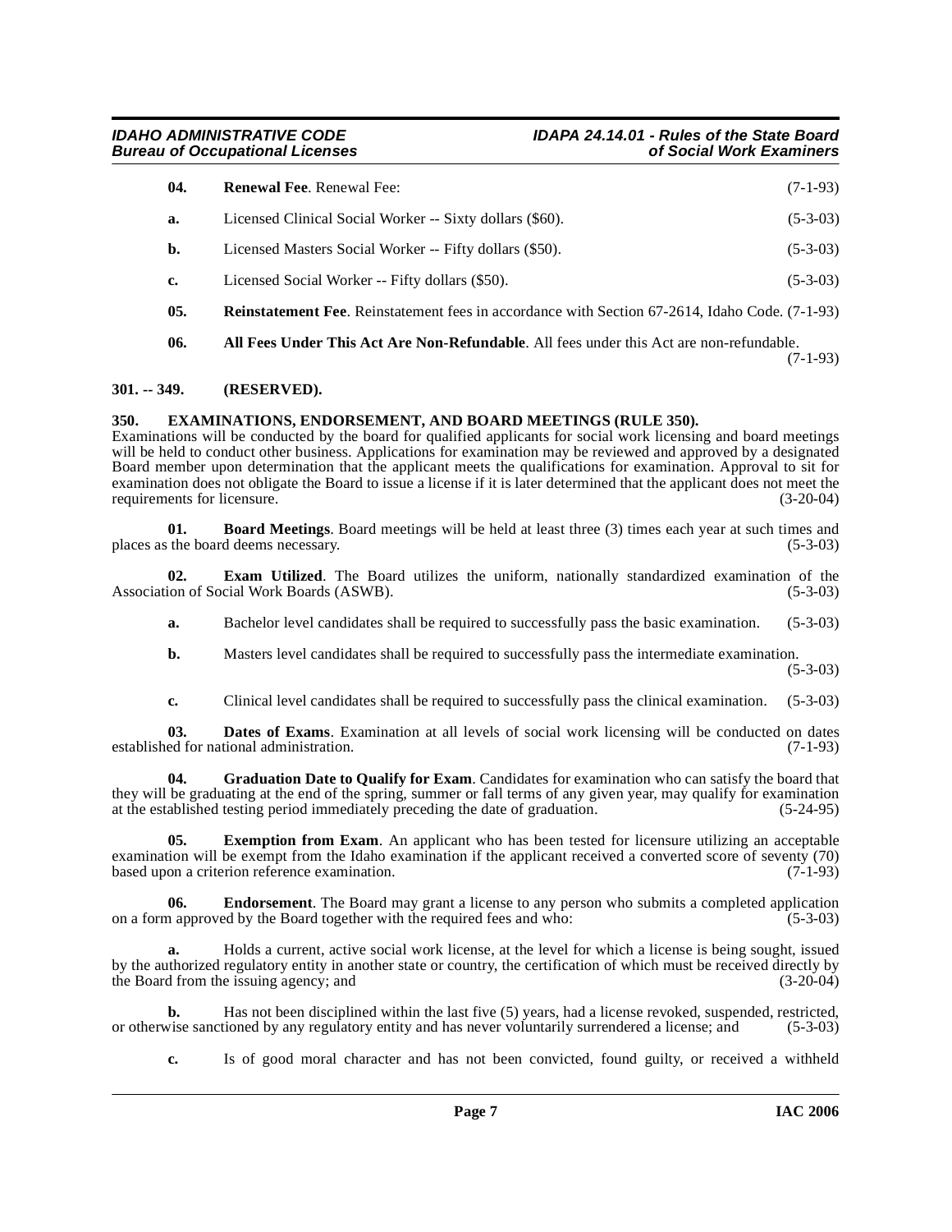**04. Renewal Fee**. Renewal Fee: (7-1-93)

**a.** Licensed Clinical Social Worker -- Sixty dollars ($60). (5-3-03)

**b.** Licensed Masters Social Worker -- Fifty dollars ($50). (5-3-03)

**c.** Licensed Social Worker -- Fifty dollars ($50). (5-3-03)

**05. Reinstatement Fee**. Reinstatement fees in accordance with Section 67-2614, Idaho Code. (7-1-93)

**06. All Fees Under This Act Are Non-Refundable**. All fees under this Act are non-refundable. (7-1-93)

## 301. -- 349. (RESERVED).

## 350. EXAMINATIONS, ENDORSEMENT, AND BOARD MEETINGS (RULE 350).

Examinations will be conducted by the board for qualified applicants for social work licensing and board meetings will be held to conduct other business. Applications for examination may be reviewed and approved by a designated Board member upon determination that the applicant meets the qualifications for examination. Approval to sit for examination does not obligate the Board to issue a license if it is later determined that the applicant does not meet the requirements for licensure. (3-20-04)

**01. Board Meetings**. Board meetings will be held at least three (3) times each year at such times and places as the board deems necessary. (5-3-03)

**02. Exam Utilized**. The Board utilizes the uniform, nationally standardized examination of the Association of Social Work Boards (ASWB). (5-3-03)

**a.** Bachelor level candidates shall be required to successfully pass the basic examination. (5-3-03)

**b.** Masters level candidates shall be required to successfully pass the intermediate examination. (5-3-03)

**c.** Clinical level candidates shall be required to successfully pass the clinical examination. (5-3-03)

**03. Dates of Exams**. Examination at all levels of social work licensing will be conducted on dates established for national administration. (7-1-93)

**04. Graduation Date to Qualify for Exam**. Candidates for examination who can satisfy the board that they will be graduating at the end of the spring, summer or fall terms of any given year, may qualify for examination at the established testing period immediately preceding the date of graduation. (5-24-95)

**05. Exemption from Exam**. An applicant who has been tested for licensure utilizing an acceptable examination will be exempt from the Idaho examination if the applicant received a converted score of seventy (70) based upon a criterion reference examination. (7-1-93)

**06. Endorsement**. The Board may grant a license to any person who submits a completed application on a form approved by the Board together with the required fees and who: (5-3-03)

**a.** Holds a current, active social work license, at the level for which a license is being sought, issued by the authorized regulatory entity in another state or country, the certification of which must be received directly by the Board from the issuing agency; and (3-20-04)

**b.** Has not been disciplined within the last five (5) years, had a license revoked, suspended, restricted, or otherwise sanctioned by any regulatory entity and has never voluntarily surrendered a license; and (5-3-03)

**c.** Is of good moral character and has not been convicted, found guilty, or received a withheld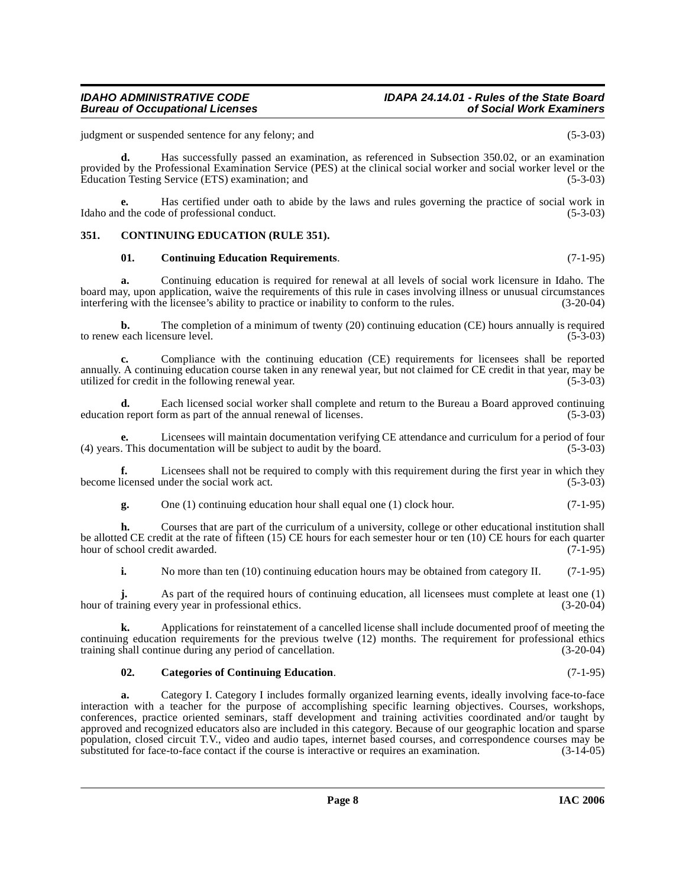judgment or suspended sentence for any felony; and (5-3-03)

**d.** Has successfully passed an examination, as referenced in Subsection 350.02, or an examination provided by the Professional Examination Service (PES) at the clinical social worker and social worker level or the Education Testing Service (ETS) examination; and (5-3-03)

**e.** Has certified under oath to abide by the laws and rules governing the practice of social work in Idaho and the code of professional conduct. (5-3-03)

## 351. CONTINUING EDUCATION (RULE 351).

**01. Continuing Education Requirements**. (7-1-95)

**a.** Continuing education is required for renewal at all levels of social work licensure in Idaho. The board may, upon application, waive the requirements of this rule in cases involving illness or unusual circumstances interfering with the licensee's ability to practice or inability to conform to the rules. (3-20-04)

**b.** The completion of a minimum of twenty (20) continuing education (CE) hours annually is required to renew each licensure level. (5-3-03)

**c.** Compliance with the continuing education (CE) requirements for licensees shall be reported annually. A continuing education course taken in any renewal year, but not claimed for CE credit in that year, may be utilized for credit in the following renewal year. (5-3-03)

**d.** Each licensed social worker shall complete and return to the Bureau a Board approved continuing education report form as part of the annual renewal of licenses. (5-3-03)

**e.** Licensees will maintain documentation verifying CE attendance and curriculum for a period of four (4) years. This documentation will be subject to audit by the board. (5-3-03)

**f.** Licensees shall not be required to comply with this requirement during the first year in which they become licensed under the social work act. (5-3-03)

**g.** One (1) continuing education hour shall equal one (1) clock hour. (7-1-95)

**h.** Courses that are part of the curriculum of a university, college or other educational institution shall be allotted CE credit at the rate of fifteen (15) CE hours for each semester hour or ten (10) CE hours for each quarter hour of school credit awarded. (7-1-95)

**i.** No more than ten (10) continuing education hours may be obtained from category II. (7-1-95)

**j.** As part of the required hours of continuing education, all licensees must complete at least one (1) hour of training every year in professional ethics. (3-20-04)

**k.** Applications for reinstatement of a cancelled license shall include documented proof of meeting the continuing education requirements for the previous twelve (12) months. The requirement for professional ethics training shall continue during any period of cancellation. (3-20-04)

**02. Categories of Continuing Education**. (7-1-95)

**a.** Category I. Category I includes formally organized learning events, ideally involving face-to-face interaction with a teacher for the purpose of accomplishing specific learning objectives. Courses, workshops, conferences, practice oriented seminars, staff development and training activities coordinated and/or taught by approved and recognized educators also are included in this category. Because of our geographic location and sparse population, closed circuit T.V., video and audio tapes, internet based courses, and correspondence courses may be substituted for face-to-face contact if the course is interactive or requires an examination. (3-14-05)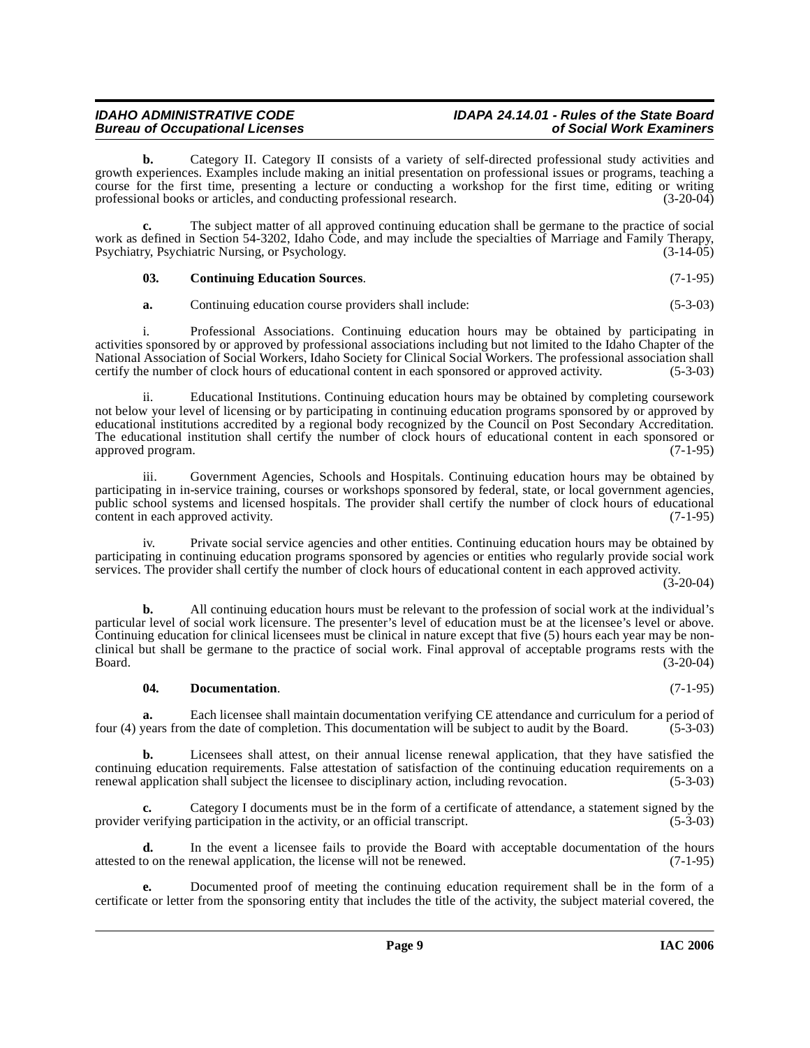**b.** Category II. Category II consists of a variety of self-directed professional study activities and growth experiences. Examples include making an initial presentation on professional issues or programs, teaching a course for the first time, presenting a lecture or conducting a workshop for the first time, editing or writing professional books or articles, and conducting professional research. (3-20-04)

**c.** The subject matter of all approved continuing education shall be germane to the practice of social work as defined in Section 54-3202, Idaho Code, and may include the specialties of Marriage and Family Therapy, Psychiatry, Psychiatric Nursing, or Psychology. (3-14-05)

**03. Continuing Education Sources**. (7-1-95)

**a.** Continuing education course providers shall include: (5-3-03)

i. Professional Associations. Continuing education hours may be obtained by participating in activities sponsored by or approved by professional associations including but not limited to the Idaho Chapter of the National Association of Social Workers, Idaho Society for Clinical Social Workers. The professional association shall certify the number of clock hours of educational content in each sponsored or approved activity. (5-3-03)

ii. Educational Institutions. Continuing education hours may be obtained by completing coursework not below your level of licensing or by participating in continuing education programs sponsored by or approved by educational institutions accredited by a regional body recognized by the Council on Post Secondary Accreditation. The educational institution shall certify the number of clock hours of educational content in each sponsored or approved program. (7-1-95)

iii. Government Agencies, Schools and Hospitals. Continuing education hours may be obtained by participating in in-service training, courses or workshops sponsored by federal, state, or local government agencies, public school systems and licensed hospitals. The provider shall certify the number of clock hours of educational content in each approved activity. (7-1-95)

iv. Private social service agencies and other entities. Continuing education hours may be obtained by participating in continuing education programs sponsored by agencies or entities who regularly provide social work services. The provider shall certify the number of clock hours of educational content in each approved activity. (3-20-04)

**b.** All continuing education hours must be relevant to the profession of social work at the individual's particular level of social work licensure. The presenter's level of education must be at the licensee's level or above. Continuing education for clinical licensees must be clinical in nature except that five (5) hours each year may be non-clinical but shall be germane to the practice of social work. Final approval of acceptable programs rests with the Board. (3-20-04)

**04. Documentation**. (7-1-95)

**a.** Each licensee shall maintain documentation verifying CE attendance and curriculum for a period of four (4) years from the date of completion. This documentation will be subject to audit by the Board. (5-3-03)

**b.** Licensees shall attest, on their annual license renewal application, that they have satisfied the continuing education requirements. False attestation of satisfaction of the continuing education requirements on a renewal application shall subject the licensee to disciplinary action, including revocation. (5-3-03)

**c.** Category I documents must be in the form of a certificate of attendance, a statement signed by the provider verifying participation in the activity, or an official transcript. (5-3-03)

**d.** In the event a licensee fails to provide the Board with acceptable documentation of the hours attested to on the renewal application, the license will not be renewed. (7-1-95)

**e.** Documented proof of meeting the continuing education requirement shall be in the form of a certificate or letter from the sponsoring entity that includes the title of the activity, the subject material covered, the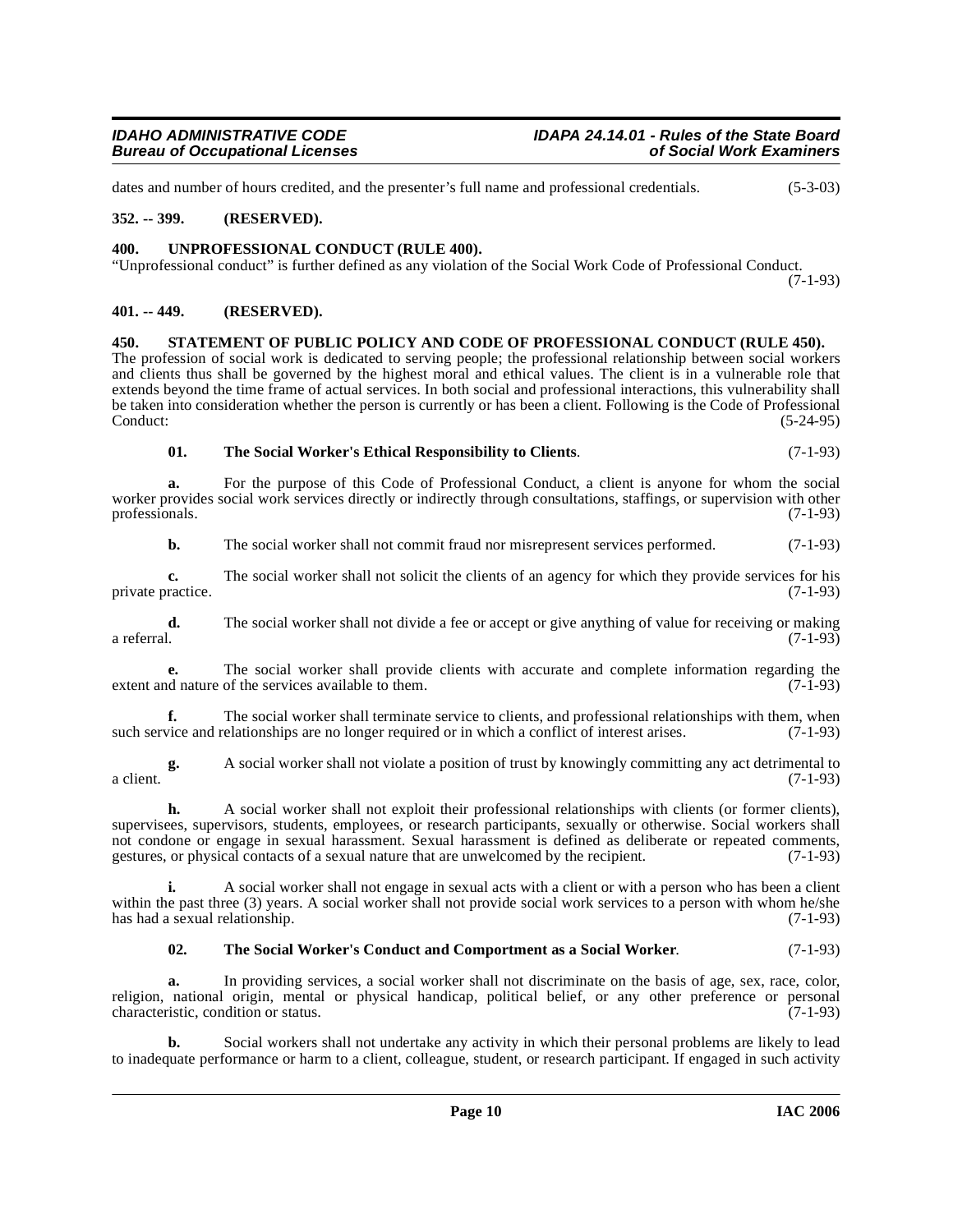dates and number of hours credited, and the presenter's full name and professional credentials. (5-3-03)

### 352. -- 399. (RESERVED).

### 400. UNPROFESSIONAL CONDUCT (RULE 400).

"Unprofessional conduct" is further defined as any violation of the Social Work Code of Professional Conduct. (7-1-93)

### 401. -- 449. (RESERVED).

### 450. STATEMENT OF PUBLIC POLICY AND CODE OF PROFESSIONAL CONDUCT (RULE 450).

The profession of social work is dedicated to serving people; the professional relationship between social workers and clients thus shall be governed by the highest moral and ethical values. The client is in a vulnerable role that extends beyond the time frame of actual services. In both social and professional interactions, this vulnerability shall be taken into consideration whether the person is currently or has been a client. Following is the Code of Professional Conduct: (5-24-95)

**01. The Social Worker's Ethical Responsibility to Clients**. (7-1-93)

**a.** For the purpose of this Code of Professional Conduct, a client is anyone for whom the social worker provides social work services directly or indirectly through consultations, staffings, or supervision with other professionals. (7-1-93)

**b.** The social worker shall not commit fraud nor misrepresent services performed. (7-1-93)

**c.** The social worker shall not solicit the clients of an agency for which they provide services for his private practice. (7-1-93)

**d.** The social worker shall not divide a fee or accept or give anything of value for receiving or making a referral. (7-1-93)

**e.** The social worker shall provide clients with accurate and complete information regarding the extent and nature of the services available to them. (7-1-93)

**f.** The social worker shall terminate service to clients, and professional relationships with them, when such service and relationships are no longer required or in which a conflict of interest arises. (7-1-93)

**g.** A social worker shall not violate a position of trust by knowingly committing any act detrimental to a client. (7-1-93)

**h.** A social worker shall not exploit their professional relationships with clients (or former clients), supervisees, supervisors, students, employees, or research participants, sexually or otherwise. Social workers shall not condone or engage in sexual harassment. Sexual harassment is defined as deliberate or repeated comments, gestures, or physical contacts of a sexual nature that are unwelcomed by the recipient. (7-1-93)

**i.** A social worker shall not engage in sexual acts with a client or with a person who has been a client within the past three (3) years. A social worker shall not provide social work services to a person with whom he/she has had a sexual relationship. (7-1-93)

**02. The Social Worker's Conduct and Comportment as a Social Worker**. (7-1-93)

**a.** In providing services, a social worker shall not discriminate on the basis of age, sex, race, color, religion, national origin, mental or physical handicap, political belief, or any other preference or personal characteristic, condition or status. (7-1-93)

**b.** Social workers shall not undertake any activity in which their personal problems are likely to lead to inadequate performance or harm to a client, colleague, student, or research participant. If engaged in such activity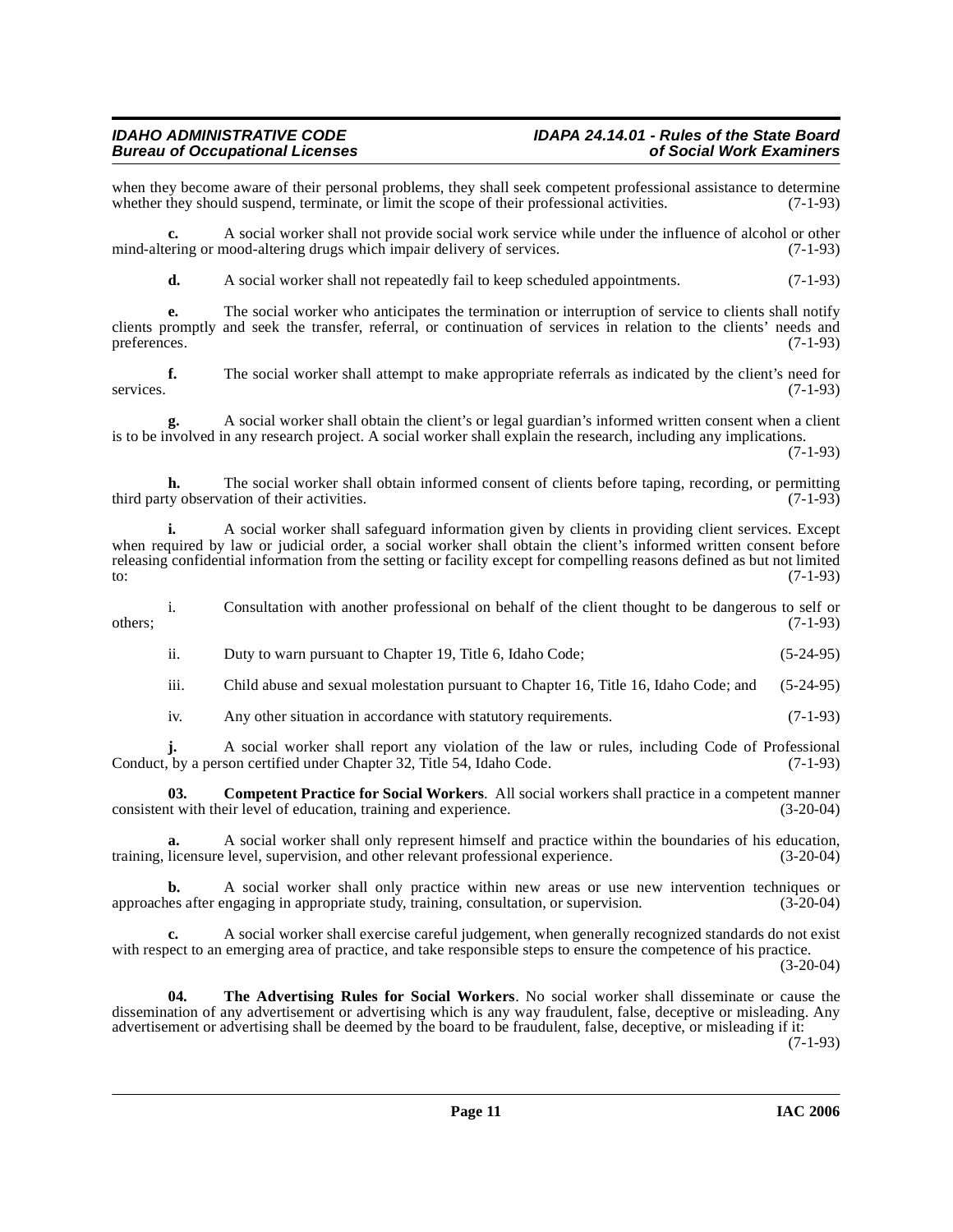when they become aware of their personal problems, they shall seek competent professional assistance to determine whether they should suspend, terminate, or limit the scope of their professional activities. (7-1-93)

**c.** A social worker shall not provide social work service while under the influence of alcohol or other mind-altering or mood-altering drugs which impair delivery of services. (7-1-93)

**d.** A social worker shall not repeatedly fail to keep scheduled appointments. (7-1-93)

**e.** The social worker who anticipates the termination or interruption of service to clients shall notify clients promptly and seek the transfer, referral, or continuation of services in relation to the clients' needs and preferences. (7-1-93)

**f.** The social worker shall attempt to make appropriate referrals as indicated by the client's need for services. (7-1-93)

**g.** A social worker shall obtain the client's or legal guardian's informed written consent when a client is to be involved in any research project. A social worker shall explain the research, including any implications. (7-1-93)

**h.** The social worker shall obtain informed consent of clients before taping, recording, or permitting third party observation of their activities. (7-1-93)

**i.** A social worker shall safeguard information given by clients in providing client services. Except when required by law or judicial order, a social worker shall obtain the client's informed written consent before releasing confidential information from the setting or facility except for compelling reasons defined as but not limited to: (7-1-93)

i. Consultation with another professional on behalf of the client thought to be dangerous to self or others; (7-1-93)

ii. Duty to warn pursuant to Chapter 19, Title 6, Idaho Code; (5-24-95)

iii. Child abuse and sexual molestation pursuant to Chapter 16, Title 16, Idaho Code; and (5-24-95)

iv. Any other situation in accordance with statutory requirements. (7-1-93)

**j.** A social worker shall report any violation of the law or rules, including Code of Professional Conduct, by a person certified under Chapter 32, Title 54, Idaho Code. (7-1-93)

**03. Competent Practice for Social Workers**. All social workers shall practice in a competent manner consistent with their level of education, training and experience. (3-20-04)

**a.** A social worker shall only represent himself and practice within the boundaries of his education, training, licensure level, supervision, and other relevant professional experience. (3-20-04)

**b.** A social worker shall only practice within new areas or use new intervention techniques or approaches after engaging in appropriate study, training, consultation, or supervision. (3-20-04)

**c.** A social worker shall exercise careful judgement, when generally recognized standards do not exist with respect to an emerging area of practice, and take responsible steps to ensure the competence of his practice. (3-20-04)

**04. The Advertising Rules for Social Workers**. No social worker shall disseminate or cause the dissemination of any advertisement or advertising which is any way fraudulent, false, deceptive or misleading. Any advertisement or advertising shall be deemed by the board to be fraudulent, false, deceptive, or misleading if it: (7-1-93)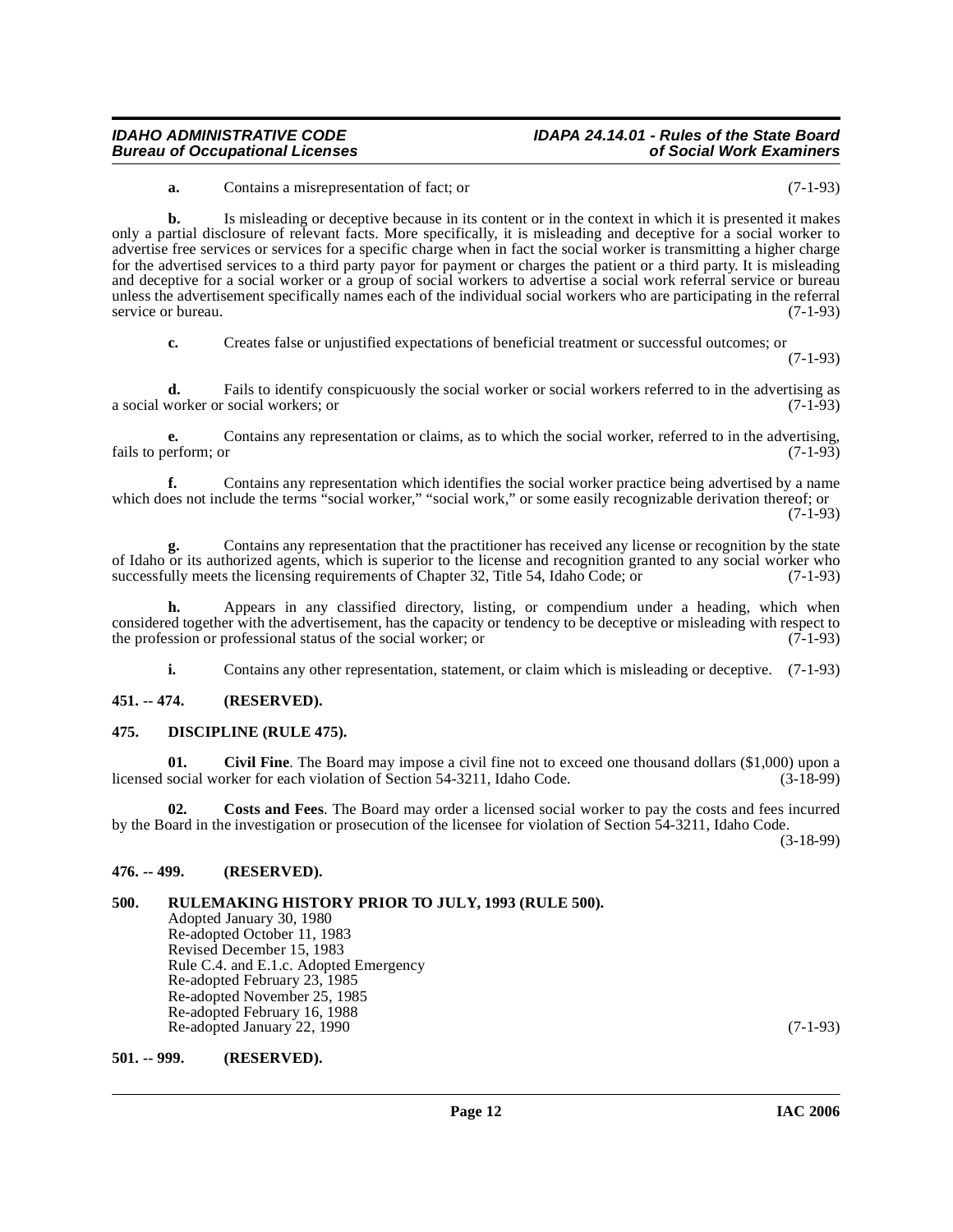**a.** Contains a misrepresentation of fact; or (7-1-93)

**b.** Is misleading or deceptive because in its content or in the context in which it is presented it makes only a partial disclosure of relevant facts. More specifically, it is misleading and deceptive for a social worker to advertise free services or services for a specific charge when in fact the social worker is transmitting a higher charge for the advertised services to a third party payor for payment or charges the patient or a third party. It is misleading and deceptive for a social worker or a group of social workers to advertise a social work referral service or bureau unless the advertisement specifically names each of the individual social workers who are participating in the referral service or bureau. (7-1-93)

**c.** Creates false or unjustified expectations of beneficial treatment or successful outcomes; or (7-1-93)

**d.** Fails to identify conspicuously the social worker or social workers referred to in the advertising as a social worker or social workers; or (7-1-93)

**e.** Contains any representation or claims, as to which the social worker, referred to in the advertising, fails to perform; or (7-1-93)

**f.** Contains any representation which identifies the social worker practice being advertised by a name which does not include the terms "social worker," "social work," or some easily recognizable derivation thereof; or (7-1-93)

**g.** Contains any representation that the practitioner has received any license or recognition by the state of Idaho or its authorized agents, which is superior to the license and recognition granted to any social worker who successfully meets the licensing requirements of Chapter 32, Title 54, Idaho Code; or (7-1-93)

**h.** Appears in any classified directory, listing, or compendium under a heading, which when considered together with the advertisement, has the capacity or tendency to be deceptive or misleading with respect to the profession or professional status of the social worker; or (7-1-93)

**i.** Contains any other representation, statement, or claim which is misleading or deceptive. (7-1-93)

## 451. -- 474. (RESERVED).

## 475. DISCIPLINE (RULE 475).

**01. Civil Fine**. The Board may impose a civil fine not to exceed one thousand dollars ($1,000) upon a licensed social worker for each violation of Section 54-3211, Idaho Code. (3-18-99)

**02. Costs and Fees**. The Board may order a licensed social worker to pay the costs and fees incurred by the Board in the investigation or prosecution of the licensee for violation of Section 54-3211, Idaho Code. (3-18-99)

## 476. -- 499. (RESERVED).

## 500. RULEMAKING HISTORY PRIOR TO JULY, 1993 (RULE 500).

Adopted January 30, 1980
Re-adopted October 11, 1983
Revised December 15, 1983
Rule C.4. and E.1.c. Adopted Emergency
Re-adopted February 23, 1985
Re-adopted November 25, 1985
Re-adopted February 16, 1988
Re-adopted January 22, 1990 (7-1-93)

## 501. -- 999. (RESERVED).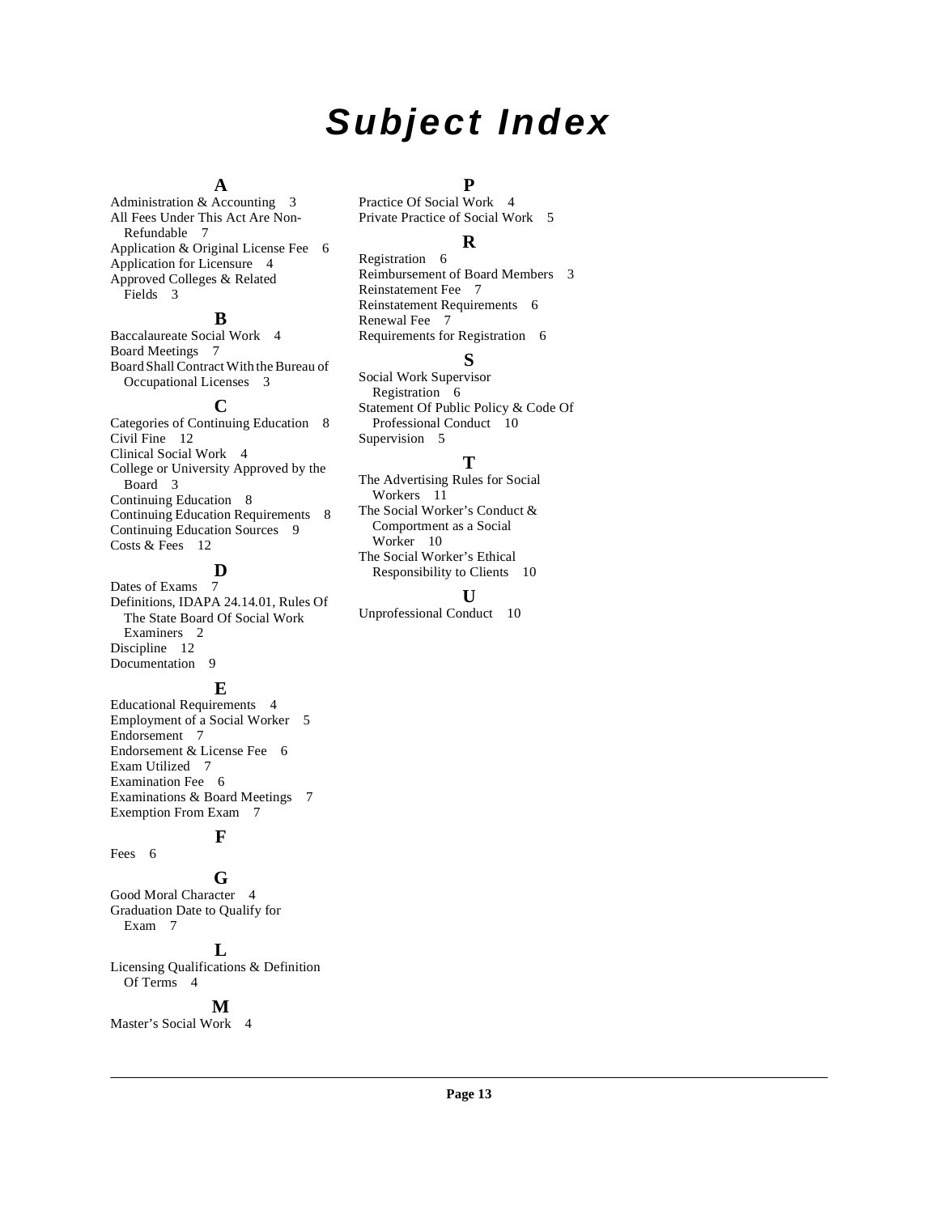# *Subject Index*

## A

Administration & Accounting 3
All Fees Under This Act Are Non-Refundable 7
Application & Original License Fee 6
Application for Licensure 4
Approved Colleges & Related Fields 3

## B

Baccalaureate Social Work 4
Board Meetings 7
Board Shall Contract With the Bureau of Occupational Licenses 3

## C

Categories of Continuing Education 8
Civil Fine 12
Clinical Social Work 4
College or University Approved by the Board 3
Continuing Education 8
Continuing Education Requirements 8
Continuing Education Sources 9
Costs & Fees 12

## D

Dates of Exams 7
Definitions, IDAPA 24.14.01, Rules Of The State Board Of Social Work Examiners 2
Discipline 12
Documentation 9

## E

Educational Requirements 4
Employment of a Social Worker 5
Endorsement 7
Endorsement & License Fee 6
Exam Utilized 7
Examination Fee 6
Examinations & Board Meetings 7
Exemption From Exam 7

## F

Fees 6

## G

Good Moral Character 4
Graduation Date to Qualify for Exam 7

## L

Licensing Qualifications & Definition Of Terms 4

## M

Master's Social Work 4

## P

Practice Of Social Work 4
Private Practice of Social Work 5

## R

Registration 6
Reimbursement of Board Members 3
Reinstatement Fee 7
Reinstatement Requirements 6
Renewal Fee 7
Requirements for Registration 6

## S

Social Work Supervisor Registration 6
Statement Of Public Policy & Code Of Professional Conduct 10
Supervision 5

## T

The Advertising Rules for Social Workers 11
The Social Worker's Conduct & Comportment as a Social Worker 10
The Social Worker's Ethical Responsibility to Clients 10

## U

Unprofessional Conduct 10